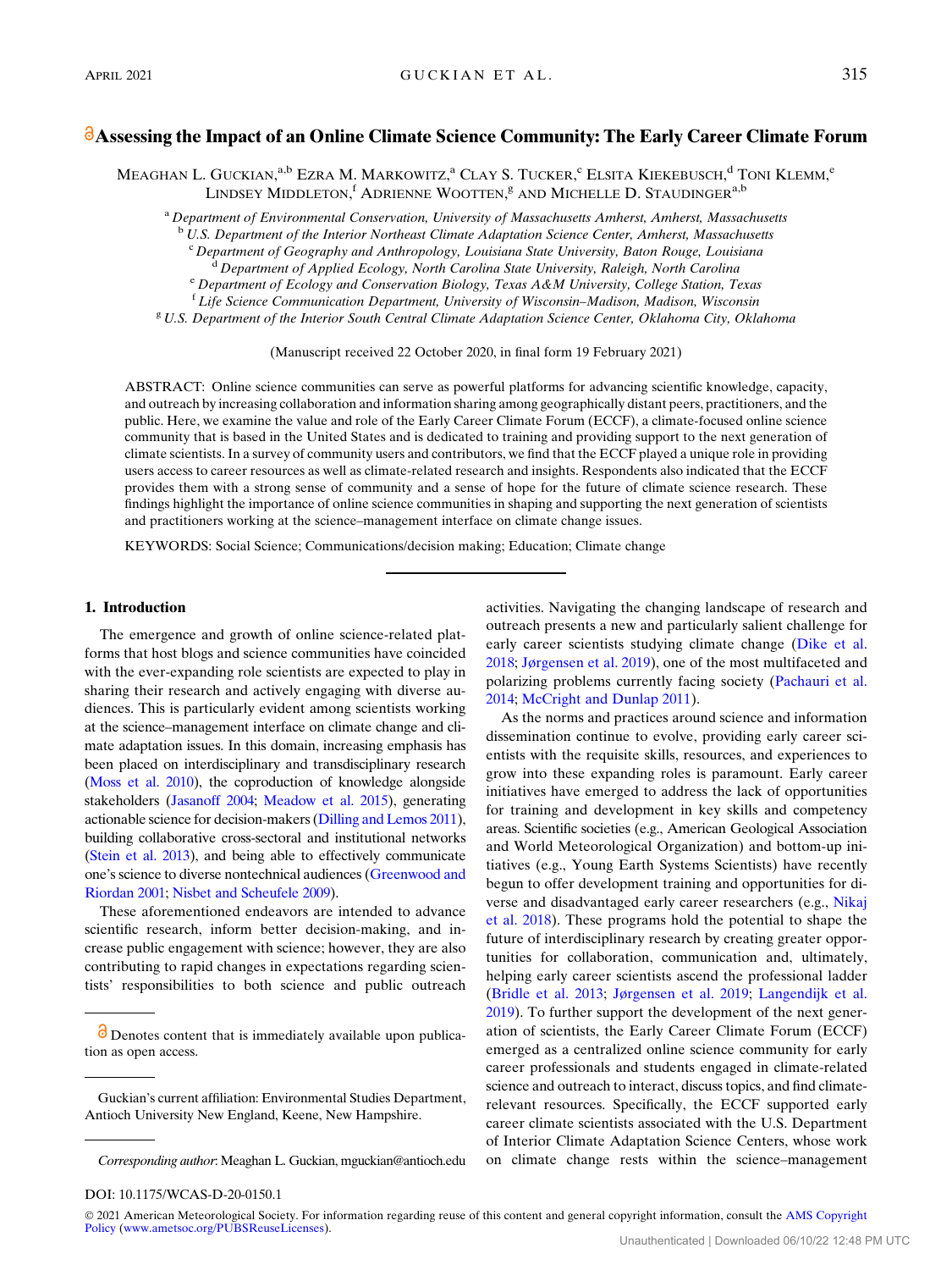# Assessing the Impact of an Online Climate Science Community: The Early Career Climate Forum

Meaghan L. Guckian,[a,b] Ezra M. Markowitz,[a] Clay S. Tucker,[c] Elsita Kiekebusch,[d] Toni Klemm,[e] Lindsey Middleton,[f] Adrienne Wootten,[g] and Michelle D. Staudinger[a,b]

[a] Department of Environmental Conservation, University of Massachusetts Amherst, Amherst, Massachusetts
[b] U.S. Department of the Interior Northeast Climate Adaptation Science Center, Amherst, Massachusetts
[c] Department of Geography and Anthropology, Louisiana State University, Baton Rouge, Louisiana
[d] Department of Applied Ecology, North Carolina State University, Raleigh, North Carolina
[e] Department of Ecology and Conservation Biology, Texas A&M University, College Station, Texas
[f] Life Science Communication Department, University of Wisconsin–Madison, Madison, Wisconsin
[g] U.S. Department of the Interior South Central Climate Adaptation Science Center, Oklahoma City, Oklahoma

(Manuscript received 22 October 2020, in final form 19 February 2021)

ABSTRACT: Online science communities can serve as powerful platforms for advancing scientific knowledge, capacity, and outreach by increasing collaboration and information sharing among geographically distant peers, practitioners, and the public. Here, we examine the value and role of the Early Career Climate Forum (ECCF), a climate-focused online science community that is based in the United States and is dedicated to training and providing support to the next generation of climate scientists. In a survey of community users and contributors, we find that the ECCF played a unique role in providing users access to career resources as well as climate-related research and insights. Respondents also indicated that the ECCF provides them with a strong sense of community and a sense of hope for the future of climate science research. These findings highlight the importance of online science communities in shaping and supporting the next generation of scientists and practitioners working at the science–management interface on climate change issues.

KEYWORDS: Social Science; Communications/decision making; Education; Climate change

## 1. Introduction

The emergence and growth of online science-related platforms that host blogs and science communities have coincided with the ever-expanding role scientists are expected to play in sharing their research and actively engaging with diverse audiences. This is particularly evident among scientists working at the science–management interface on climate change and climate adaptation issues. In this domain, increasing emphasis has been placed on interdisciplinary and transdisciplinary research (Moss et al. 2010), the coproduction of knowledge alongside stakeholders (Jasanoff 2004; Meadow et al. 2015), generating actionable science for decision-makers (Dilling and Lemos 2011), building collaborative cross-sectoral and institutional networks (Stein et al. 2013), and being able to effectively communicate one's science to diverse nontechnical audiences (Greenwood and Riordan 2001; Nisbet and Scheufele 2009).

These aforementioned endeavors are intended to advance scientific research, inform better decision-making, and increase public engagement with science; however, they are also contributing to rapid changes in expectations regarding scientists' responsibilities to both science and public outreach activities. Navigating the changing landscape of research and outreach presents a new and particularly salient challenge for early career scientists studying climate change (Dike et al. 2018; Jørgensen et al. 2019), one of the most multifaceted and polarizing problems currently facing society (Pachauri et al. 2014; McCright and Dunlap 2011).

As the norms and practices around science and information dissemination continue to evolve, providing early career scientists with the requisite skills, resources, and experiences to grow into these expanding roles is paramount. Early career initiatives have emerged to address the lack of opportunities for training and development in key skills and competency areas. Scientific societies (e.g., American Geological Association and World Meteorological Organization) and bottom-up initiatives (e.g., Young Earth Systems Scientists) have recently begun to offer development training and opportunities for diverse and disadvantaged early career researchers (e.g., Nikaj et al. 2018). These programs hold the potential to shape the future of interdisciplinary research by creating greater opportunities for collaboration, communication and, ultimately, helping early career scientists ascend the professional ladder (Bridle et al. 2013; Jørgensen et al. 2019; Langendijk et al. 2019). To further support the development of the next generation of scientists, the Early Career Climate Forum (ECCF) emerged as a centralized online science community for early career professionals and students engaged in climate-related science and outreach to interact, discuss topics, and find climate-relevant resources. Specifically, the ECCF supported early career climate scientists associated with the U.S. Department of Interior Climate Adaptation Science Centers, whose work on climate change rests within the science–management

Denotes content that is immediately available upon publication as open access.

Guckian's current affiliation: Environmental Studies Department, Antioch University New England, Keene, New Hampshire.

*Corresponding author*: Meaghan L. Guckian, mguckian@antioch.edu

DOI: 10.1175/WCAS-D-20-0150.1

© 2021 American Meteorological Society. For information regarding reuse of this content and general copyright information, consult the AMS Copyright Policy (www.ametsoc.org/PUBSReuseLicenses).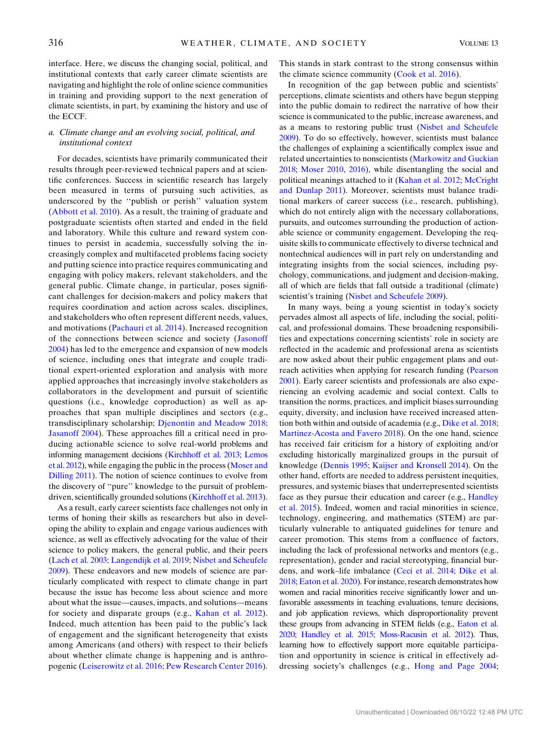interface. Here, we discuss the changing social, political, and institutional contexts that early career climate scientists are navigating and highlight the role of online science communities in training and providing support to the next generation of climate scientists, in part, by examining the history and use of the ECCF.

### a. *Climate change and an evolving social, political, and institutional context*

For decades, scientists have primarily communicated their results through peer-reviewed technical papers and at scientific conferences. Success in scientific research has largely been measured in terms of pursuing such activities, as underscored by the ''publish or perish'' valuation system (Abbott et al. 2010). As a result, the training of graduate and postgraduate scientists often started and ended in the field and laboratory. While this culture and reward system continues to persist in academia, successfully solving the increasingly complex and multifaceted problems facing society and putting science into practice requires communicating and engaging with policy makers, relevant stakeholders, and the general public. Climate change, in particular, poses significant challenges for decision-makers and policy makers that requires coordination and action across scales, disciplines, and stakeholders who often represent different needs, values, and motivations (Pachauri et al. 2014). Increased recognition of the connections between science and society (Jasonoff 2004) has led to the emergence and expansion of new models of science, including ones that integrate and couple traditional expert-oriented exploration and analysis with more applied approaches that increasingly involve stakeholders as collaborators in the development and pursuit of scientific questions (i.e., knowledge coproduction) as well as approaches that span multiple disciplines and sectors (e.g., transdisciplinary scholarship; Djenontin and Meadow 2018; Jasanoff 2004). These approaches fill a critical need in producing actionable science to solve real-world problems and informing management decisions (Kirchhoff et al. 2013; Lemos et al. 2012), while engaging the public in the process (Moser and Dilling 2011). The notion of science continues to evolve from the discovery of ''pure'' knowledge to the pursuit of problem-driven, scientifically grounded solutions (Kirchhoff et al. 2013).

As a result, early career scientists face challenges not only in terms of honing their skills as researchers but also in developing the ability to explain and engage various audiences with science, as well as effectively advocating for the value of their science to policy makers, the general public, and their peers (Lach et al. 2003; Langendijk et al. 2019; Nisbet and Scheufele 2009). These endeavors and new models of science are particularly complicated with respect to climate change in part because the issue has become less about science and more about what the issue—causes, impacts, and solutions—means for society and disparate groups (e.g., Kahan et al. 2012). Indeed, much attention has been paid to the public's lack of engagement and the significant heterogeneity that exists among Americans (and others) with respect to their beliefs about whether climate change is happening and is anthropogenic (Leiserowitz et al. 2016; Pew Research Center 2016). This stands in stark contrast to the strong consensus within the climate science community (Cook et al. 2016).

In recognition of the gap between public and scientists' perceptions, climate scientists and others have begun stepping into the public domain to redirect the narrative of how their science is communicated to the public, increase awareness, and as a means to restoring public trust (Nisbet and Scheufele 2009). To do so effectively, however, scientists must balance the challenges of explaining a scientifically complex issue and related uncertainties to nonscientists (Markowitz and Guckian 2018; Moser 2010, 2016), while disentangling the social and political meanings attached to it (Kahan et al. 2012; McCright and Dunlap 2011). Moreover, scientists must balance traditional markers of career success (i.e., research, publishing), which do not entirely align with the necessary collaborations, pursuits, and outcomes surrounding the production of actionable science or community engagement. Developing the requisite skills to communicate effectively to diverse technical and nontechnical audiences will in part rely on understanding and integrating insights from the social sciences, including psychology, communications, and judgment and decision-making, all of which are fields that fall outside a traditional (climate) scientist's training (Nisbet and Scheufele 2009).

In many ways, being a young scientist in today's society pervades almost all aspects of life, including the social, political, and professional domains. These broadening responsibilities and expectations concerning scientists' role in society are reflected in the academic and professional arena as scientists are now asked about their public engagement plans and outreach activities when applying for research funding (Pearson 2001). Early career scientists and professionals are also experiencing an evolving academic and social context. Calls to transition the norms, practices, and implicit biases surrounding equity, diversity, and inclusion have received increased attention both within and outside of academia (e.g., Dike et al. 2018; Martinez-Acosta and Favero 2018). On the one hand, science has received fair criticism for a history of exploiting and/or excluding historically marginalized groups in the pursuit of knowledge (Dennis 1995; Kaijser and Kronsell 2014). On the other hand, efforts are needed to address persistent inequities, pressures, and systemic biases that underrepresented scientists face as they pursue their education and career (e.g., Handley et al. 2015). Indeed, women and racial minorities in science, technology, engineering, and mathematics (STEM) are particularly vulnerable to antiquated guidelines for tenure and career promotion. This stems from a confluence of factors, including the lack of professional networks and mentors (e.g., representation), gender and racial stereotyping, financial burdens, and work–life imbalance (Ceci et al. 2014; Dike et al. 2018; Eaton et al. 2020). For instance, research demonstrates how women and racial minorities receive significantly lower and unfavorable assessments in teaching evaluations, tenure decisions, and job application reviews, which disproportionality prevent these groups from advancing in STEM fields (e.g., Eaton et al. 2020; Handley et al. 2015; Moss-Racusin et al. 2012). Thus, learning how to effectively support more equitable participation and opportunity in science is critical in effectively addressing society's challenges (e.g., Hong and Page 2004;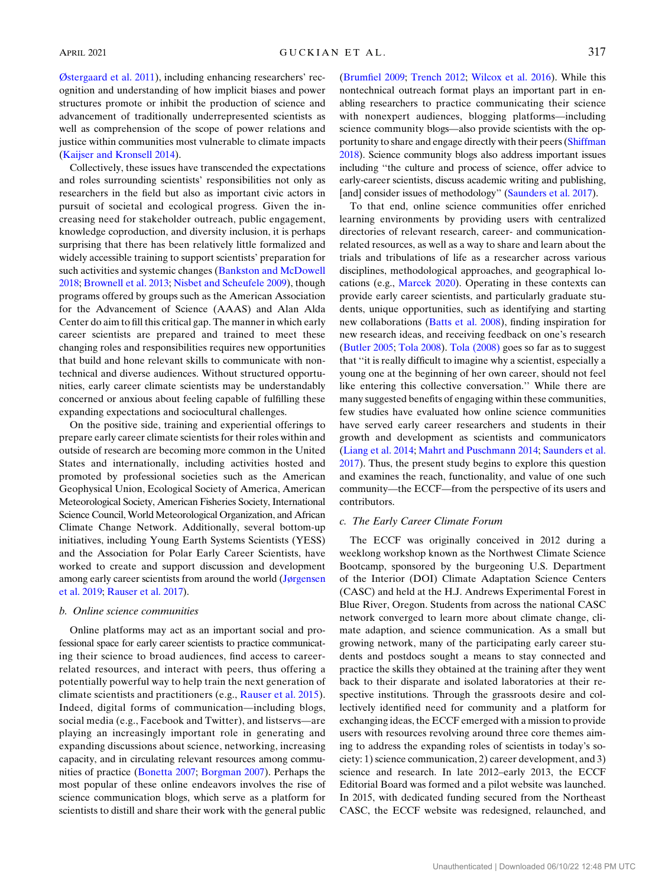Østergaard et al. 2011), including enhancing researchers' recognition and understanding of how implicit biases and power structures promote or inhibit the production of science and advancement of traditionally underrepresented scientists as well as comprehension of the scope of power relations and justice within communities most vulnerable to climate impacts (Kaijser and Kronsell 2014).

Collectively, these issues have transcended the expectations and roles surrounding scientists' responsibilities not only as researchers in the field but also as important civic actors in pursuit of societal and ecological progress. Given the increasing need for stakeholder outreach, public engagement, knowledge coproduction, and diversity inclusion, it is perhaps surprising that there has been relatively little formalized and widely accessible training to support scientists' preparation for such activities and systemic changes (Bankston and McDowell 2018; Brownell et al. 2013; Nisbet and Scheufele 2009), though programs offered by groups such as the American Association for the Advancement of Science (AAAS) and Alan Alda Center do aim to fill this critical gap. The manner in which early career scientists are prepared and trained to meet these changing roles and responsibilities requires new opportunities that build and hone relevant skills to communicate with nontechnical and diverse audiences. Without structured opportunities, early career climate scientists may be understandably concerned or anxious about feeling capable of fulfilling these expanding expectations and sociocultural challenges.

On the positive side, training and experiential offerings to prepare early career climate scientists for their roles within and outside of research are becoming more common in the United States and internationally, including activities hosted and promoted by professional societies such as the American Geophysical Union, Ecological Society of America, American Meteorological Society, American Fisheries Society, International Science Council, World Meteorological Organization, and African Climate Change Network. Additionally, several bottom-up initiatives, including Young Earth Systems Scientists (YESS) and the Association for Polar Early Career Scientists, have worked to create and support discussion and development among early career scientists from around the world (Jørgensen et al. 2019; Rauser et al. 2017).

### b. Online science communities

Online platforms may act as an important social and professional space for early career scientists to practice communicating their science to broad audiences, find access to career-related resources, and interact with peers, thus offering a potentially powerful way to help train the next generation of climate scientists and practitioners (e.g., Rauser et al. 2015). Indeed, digital forms of communication—including blogs, social media (e.g., Facebook and Twitter), and listservs—are playing an increasingly important role in generating and expanding discussions about science, networking, increasing capacity, and in circulating relevant resources among communities of practice (Bonetta 2007; Borgman 2007). Perhaps the most popular of these online endeavors involves the rise of science communication blogs, which serve as a platform for scientists to distill and share their work with the general public (Brumfiel 2009; Trench 2012; Wilcox et al. 2016). While this nontechnical outreach format plays an important part in enabling researchers to practice communicating their science with nonexpert audiences, blogging platforms—including science community blogs—also provide scientists with the opportunity to share and engage directly with their peers (Shiffman 2018). Science community blogs also address important issues including "the culture and process of science, offer advice to early-career scientists, discuss academic writing and publishing, [and] consider issues of methodology" (Saunders et al. 2017).

To that end, online science communities offer enriched learning environments by providing users with centralized directories of relevant research, career- and communication-related resources, as well as a way to share and learn about the trials and tribulations of life as a researcher across various disciplines, methodological approaches, and geographical locations (e.g., Marcek 2020). Operating in these contexts can provide early career scientists, and particularly graduate students, unique opportunities, such as identifying and starting new collaborations (Batts et al. 2008), finding inspiration for new research ideas, and receiving feedback on one's research (Butler 2005; Tola 2008). Tola (2008) goes so far as to suggest that "it is really difficult to imagine why a scientist, especially a young one at the beginning of her own career, should not feel like entering this collective conversation." While there are many suggested benefits of engaging within these communities, few studies have evaluated how online science communities have served early career researchers and students in their growth and development as scientists and communicators (Liang et al. 2014; Mahrt and Puschmann 2014; Saunders et al. 2017). Thus, the present study begins to explore this question and examines the reach, functionality, and value of one such community—the ECCF—from the perspective of its users and contributors.

### c. The Early Career Climate Forum

The ECCF was originally conceived in 2012 during a weeklong workshop known as the Northwest Climate Science Bootcamp, sponsored by the burgeoning U.S. Department of the Interior (DOI) Climate Adaptation Science Centers (CASC) and held at the H.J. Andrews Experimental Forest in Blue River, Oregon. Students from across the national CASC network converged to learn more about climate change, climate adaption, and science communication. As a small but growing network, many of the participating early career students and postdocs sought a means to stay connected and practice the skills they obtained at the training after they went back to their disparate and isolated laboratories at their respective institutions. Through the grassroots desire and collectively identified need for community and a platform for exchanging ideas, the ECCF emerged with a mission to provide users with resources revolving around three core themes aiming to address the expanding roles of scientists in today's society: 1) science communication, 2) career development, and 3) science and research. In late 2012–early 2013, the ECCF Editorial Board was formed and a pilot website was launched. In 2015, with dedicated funding secured from the Northeast CASC, the ECCF website was redesigned, relaunched, and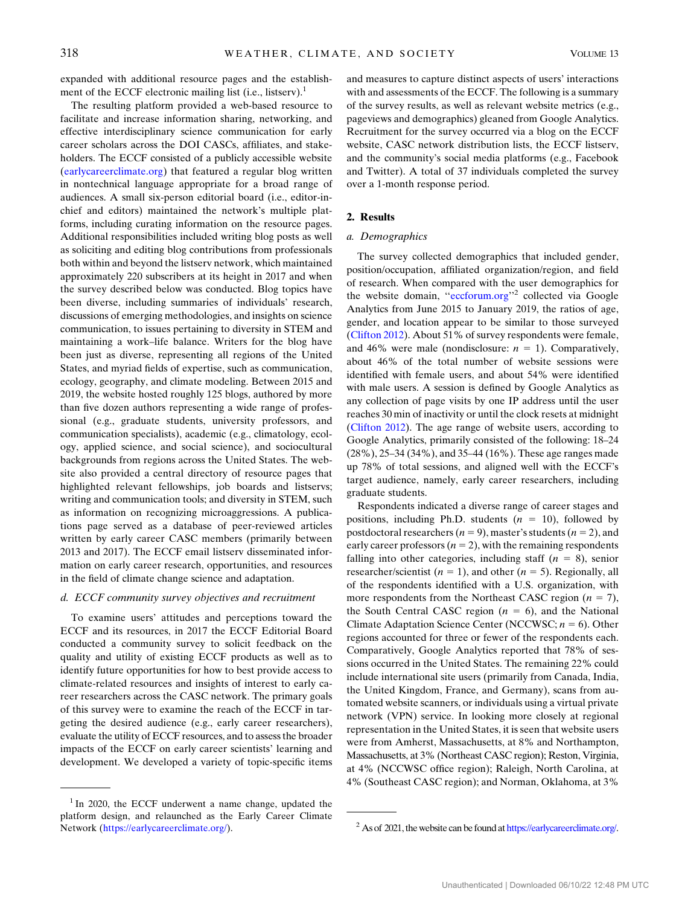expanded with additional resource pages and the establishment of the ECCF electronic mailing list (i.e., listserv).[1]

The resulting platform provided a web-based resource to facilitate and increase information sharing, networking, and effective interdisciplinary science communication for early career scholars across the DOI CASCs, affiliates, and stakeholders. The ECCF consisted of a publicly accessible website (earlycareerclimate.org) that featured a regular blog written in nontechnical language appropriate for a broad range of audiences. A small six-person editorial board (i.e., editor-in-chief and editors) maintained the network's multiple platforms, including curating information on the resource pages. Additional responsibilities included writing blog posts as well as soliciting and editing blog contributions from professionals both within and beyond the listserv network, which maintained approximately 220 subscribers at its height in 2017 and when the survey described below was conducted. Blog topics have been diverse, including summaries of individuals' research, discussions of emerging methodologies, and insights on science communication, to issues pertaining to diversity in STEM and maintaining a work–life balance. Writers for the blog have been just as diverse, representing all regions of the United States, and myriad fields of expertise, such as communication, ecology, geography, and climate modeling. Between 2015 and 2019, the website hosted roughly 125 blogs, authored by more than five dozen authors representing a wide range of professional (e.g., graduate students, university professors, and communication specialists), academic (e.g., climatology, ecology, applied science, and social science), and sociocultural backgrounds from regions across the United States. The website also provided a central directory of resource pages that highlighted relevant fellowships, job boards and listservs; writing and communication tools; and diversity in STEM, such as information on recognizing microaggressions. A publications page served as a database of peer-reviewed articles written by early career CASC members (primarily between 2013 and 2017). The ECCF email listserv disseminated information on early career research, opportunities, and resources in the field of climate change science and adaptation.

### d. *ECCF community survey objectives and recruitment*

To examine users' attitudes and perceptions toward the ECCF and its resources, in 2017 the ECCF Editorial Board conducted a community survey to solicit feedback on the quality and utility of existing ECCF products as well as to identify future opportunities for how to best provide access to climate-related resources and insights of interest to early career researchers across the CASC network. The primary goals of this survey were to examine the reach of the ECCF in targeting the desired audience (e.g., early career researchers), evaluate the utility of ECCF resources, and to assess the broader impacts of the ECCF on early career scientists' learning and development. We developed a variety of topic-specific items and measures to capture distinct aspects of users' interactions with and assessments of the ECCF. The following is a summary of the survey results, as well as relevant website metrics (e.g., pageviews and demographics) gleaned from Google Analytics. Recruitment for the survey occurred via a blog on the ECCF website, CASC network distribution lists, the ECCF listserv, and the community's social media platforms (e.g., Facebook and Twitter). A total of 37 individuals completed the survey over a 1-month response period.

## 2. Results

### a. *Demographics*

The survey collected demographics that included gender, position/occupation, affiliated organization/region, and field of research. When compared with the user demographics for the website domain, "eccforum.org"[2] collected via Google Analytics from June 2015 to January 2019, the ratios of age, gender, and location appear to be similar to those surveyed (Clifton 2012). About 51% of survey respondents were female, and 46% were male (nondisclosure: $n = 1$). Comparatively, about 46% of the total number of website sessions were identified with female users, and about 54% were identified with male users. A session is defined by Google Analytics as any collection of page visits by one IP address until the user reaches 30 min of inactivity or until the clock resets at midnight (Clifton 2012). The age range of website users, according to Google Analytics, primarily consisted of the following: 18–24 (28%), 25–34 (34%), and 35–44 (16%). These age ranges made up 78% of total sessions, and aligned well with the ECCF's target audience, namely, early career researchers, including graduate students.

Respondents indicated a diverse range of career stages and positions, including Ph.D. students ($n = 10$), followed by postdoctoral researchers ($n = 9$), master's students ($n = 2$), and early career professors ($n = 2$), with the remaining respondents falling into other categories, including staff ($n = 8$), senior researcher/scientist ($n = 1$), and other ($n = 5$). Regionally, all of the respondents identified with a U.S. organization, with more respondents from the Northeast CASC region ($n = 7$), the South Central CASC region ($n = 6$), and the National Climate Adaptation Science Center (NCCWSC; $n = 6$). Other regions accounted for three or fewer of the respondents each. Comparatively, Google Analytics reported that 78% of sessions occurred in the United States. The remaining 22% could include international site users (primarily from Canada, India, the United Kingdom, France, and Germany), scans from automated website scanners, or individuals using a virtual private network (VPN) service. In looking more closely at regional representation in the United States, it is seen that website users were from Amherst, Massachusetts, at 8% and Northampton, Massachusetts, at 3% (Northeast CASC region); Reston, Virginia, at 4% (NCCWSC office region); Raleigh, North Carolina, at 4% (Southeast CASC region); and Norman, Oklahoma, at 3%

[1] In 2020, the ECCF underwent a name change, updated the platform design, and relaunched as the Early Career Climate Network (https://earlycareerclimate.org/).

[2] As of 2021, the website can be found at https://earlycareerclimate.org/.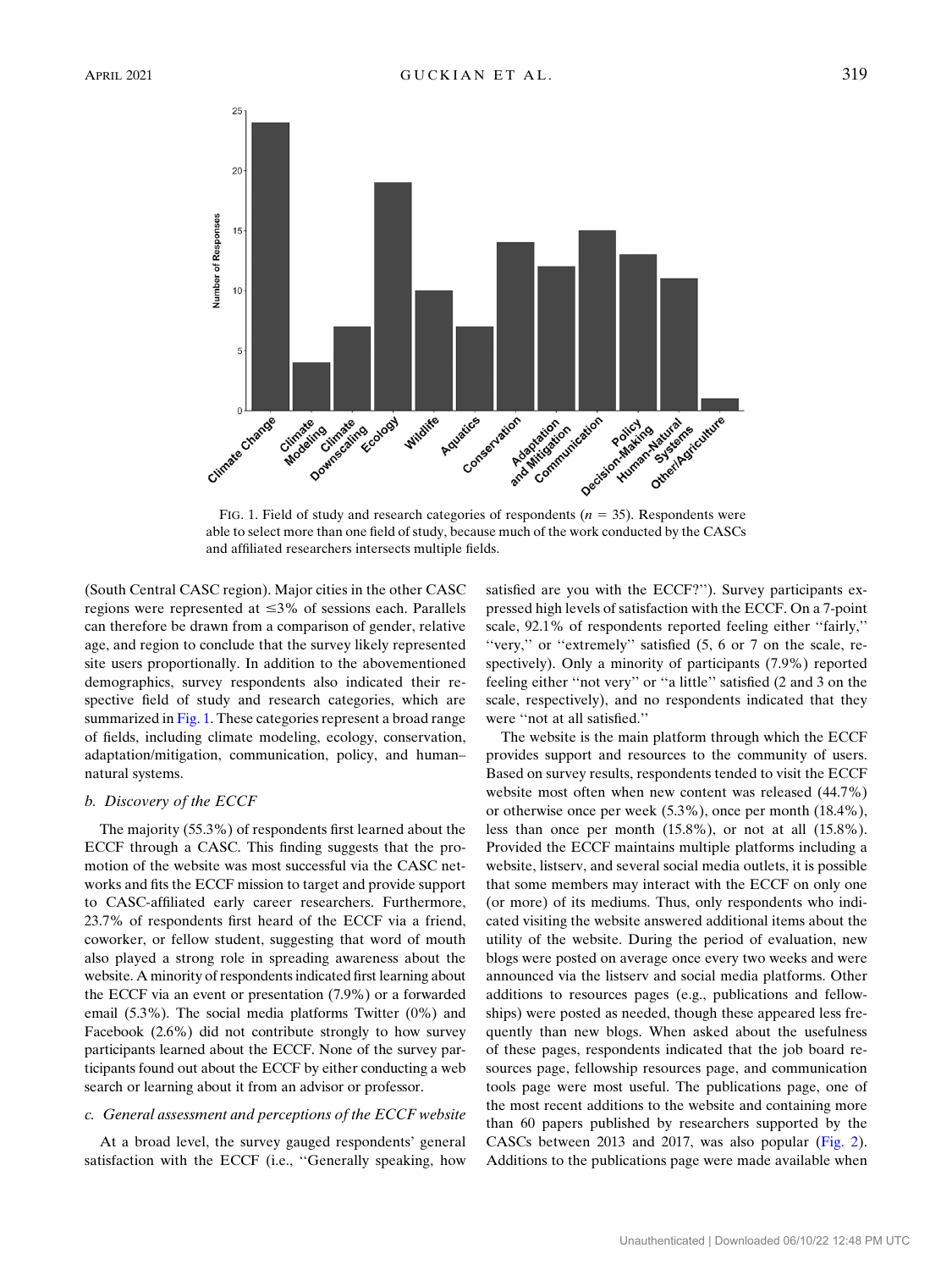FIG. 1. Field of study and research categories of respondents ($n$ = 35). Respondents were able to select more than one field of study, because much of the work conducted by the CASCs and affiliated researchers intersects multiple fields.

(South Central CASC region). Major cities in the other CASC regions were represented at ≤3% of sessions each. Parallels can therefore be drawn from a comparison of gender, relative age, and region to conclude that the survey likely represented site users proportionally. In addition to the abovementioned demographics, survey respondents also indicated their respective field of study and research categories, which are summarized in Fig. 1. These categories represent a broad range of fields, including climate modeling, ecology, conservation, adaptation/mitigation, communication, policy, and human–natural systems.

### b. Discovery of the ECCF

The majority (55.3%) of respondents first learned about the ECCF through a CASC. This finding suggests that the promotion of the website was most successful via the CASC networks and fits the ECCF mission to target and provide support to CASC-affiliated early career researchers. Furthermore, 23.7% of respondents first heard of the ECCF via a friend, coworker, or fellow student, suggesting that word of mouth also played a strong role in spreading awareness about the website. A minority of respondents indicated first learning about the ECCF via an event or presentation (7.9%) or a forwarded email (5.3%). The social media platforms Twitter (0%) and Facebook (2.6%) did not contribute strongly to how survey participants learned about the ECCF. None of the survey participants found out about the ECCF by either conducting a web search or learning about it from an advisor or professor.

### c. General assessment and perceptions of the ECCF website

At a broad level, the survey gauged respondents' general satisfaction with the ECCF (i.e., ''Generally speaking, how satisfied are you with the ECCF?''). Survey participants expressed high levels of satisfaction with the ECCF. On a 7-point scale, 92.1% of respondents reported feeling either ''fairly,'' ''very,'' or ''extremely'' satisfied (5, 6 or 7 on the scale, respectively). Only a minority of participants (7.9%) reported feeling either ''not very'' or ''a little'' satisfied (2 and 3 on the scale, respectively), and no respondents indicated that they were ''not at all satisfied.''

The website is the main platform through which the ECCF provides support and resources to the community of users. Based on survey results, respondents tended to visit the ECCF website most often when new content was released (44.7%) or otherwise once per week (5.3%), once per month (18.4%), less than once per month (15.8%), or not at all (15.8%). Provided the ECCF maintains multiple platforms including a website, listserv, and several social media outlets, it is possible that some members may interact with the ECCF on only one (or more) of its mediums. Thus, only respondents who indicated visiting the website answered additional items about the utility of the website. During the period of evaluation, new blogs were posted on average once every two weeks and were announced via the listserv and social media platforms. Other additions to resources pages (e.g., publications and fellowships) were posted as needed, though these appeared less frequently than new blogs. When asked about the usefulness of these pages, respondents indicated that the job board resources page, fellowship resources page, and communication tools page were most useful. The publications page, one of the most recent additions to the website and containing more than 60 papers published by researchers supported by the CASCs between 2013 and 2017, was also popular (Fig. 2). Additions to the publications page were made available when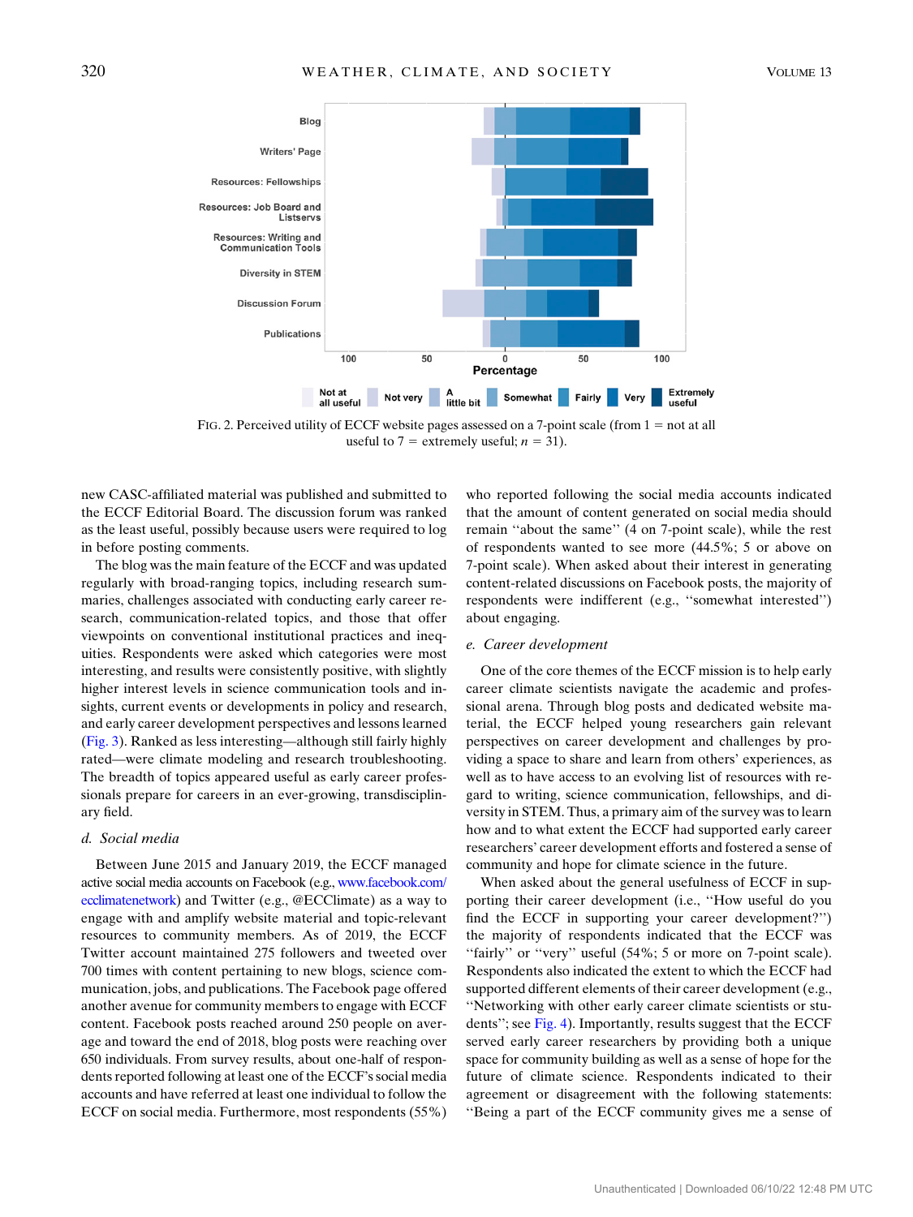FIG. 2. Perceived utility of ECCF website pages assessed on a 7-point scale (from 1 = not at all useful to 7 = extremely useful; $n = 31$).

new CASC-affiliated material was published and submitted to the ECCF Editorial Board. The discussion forum was ranked as the least useful, possibly because users were required to log in before posting comments.

The blog was the main feature of the ECCF and was updated regularly with broad-ranging topics, including research summaries, challenges associated with conducting early career research, communication-related topics, and those that offer viewpoints on conventional institutional practices and inequities. Respondents were asked which categories were most interesting, and results were consistently positive, with slightly higher interest levels in science communication tools and insights, current events or developments in policy and research, and early career development perspectives and lessons learned (Fig. 3). Ranked as less interesting—although still fairly highly rated—were climate modeling and research troubleshooting. The breadth of topics appeared useful as early career professionals prepare for careers in an ever-growing, transdisciplinary field.

### d. Social media

Between June 2015 and January 2019, the ECCF managed active social media accounts on Facebook (e.g., www.facebook.com/ecclimatenetwork) and Twitter (e.g., @ECClimate) as a way to engage with and amplify website material and topic-relevant resources to community members. As of 2019, the ECCF Twitter account maintained 275 followers and tweeted over 700 times with content pertaining to new blogs, science communication, jobs, and publications. The Facebook page offered another avenue for community members to engage with ECCF content. Facebook posts reached around 250 people on average and toward the end of 2018, blog posts were reaching over 650 individuals. From survey results, about one-half of respondents reported following at least one of the ECCF's social media accounts and have referred at least one individual to follow the ECCF on social media. Furthermore, most respondents (55%) who reported following the social media accounts indicated that the amount of content generated on social media should remain "about the same" (4 on 7-point scale), while the rest of respondents wanted to see more (44.5%; 5 or above on 7-point scale). When asked about their interest in generating content-related discussions on Facebook posts, the majority of respondents were indifferent (e.g., "somewhat interested") about engaging.

### e. Career development

One of the core themes of the ECCF mission is to help early career climate scientists navigate the academic and professional arena. Through blog posts and dedicated website material, the ECCF helped young researchers gain relevant perspectives on career development and challenges by providing a space to share and learn from others' experiences, as well as to have access to an evolving list of resources with regard to writing, science communication, fellowships, and diversity in STEM. Thus, a primary aim of the survey was to learn how and to what extent the ECCF had supported early career researchers' career development efforts and fostered a sense of community and hope for climate science in the future.

When asked about the general usefulness of ECCF in supporting their career development (i.e., "How useful do you find the ECCF in supporting your career development?") the majority of respondents indicated that the ECCF was "fairly" or "very" useful (54%; 5 or more on 7-point scale). Respondents also indicated the extent to which the ECCF had supported different elements of their career development (e.g., "Networking with other early career climate scientists or students"; see Fig. 4). Importantly, results suggest that the ECCF served early career researchers by providing both a unique space for community building as well as a sense of hope for the future of climate science. Respondents indicated to their agreement or disagreement with the following statements: "Being a part of the ECCF community gives me a sense of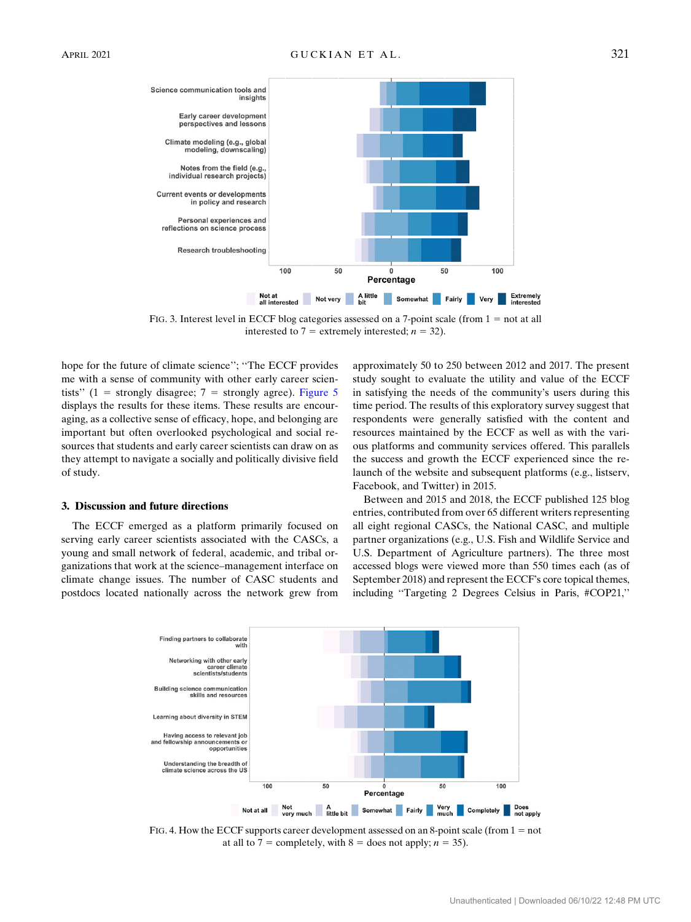FIG. 3. Interest level in ECCF blog categories assessed on a 7-point scale (from 1 = not at all interested to 7 = extremely interested; $n$ = 32).

hope for the future of climate science''; ''The ECCF provides me with a sense of community with other early career scientists'' (1 = strongly disagree; 7 = strongly agree). Figure 5 displays the results for these items. These results are encouraging, as a collective sense of efficacy, hope, and belonging are important but often overlooked psychological and social resources that students and early career scientists can draw on as they attempt to navigate a socially and politically divisive field of study.

## 3. Discussion and future directions

The ECCF emerged as a platform primarily focused on serving early career scientists associated with the CASCs, a young and small network of federal, academic, and tribal organizations that work at the science–management interface on climate change issues. The number of CASC students and postdocs located nationally across the network grew from approximately 50 to 250 between 2012 and 2017. The present study sought to evaluate the utility and value of the ECCF in satisfying the needs of the community's users during this time period. The results of this exploratory survey suggest that respondents were generally satisfied with the content and resources maintained by the ECCF as well as with the various platforms and community services offered. This parallels the success and growth the ECCF experienced since the relaunch of the website and subsequent platforms (e.g., listserv, Facebook, and Twitter) in 2015.

Between and 2015 and 2018, the ECCF published 125 blog entries, contributed from over 65 different writers representing all eight regional CASCs, the National CASC, and multiple partner organizations (e.g., U.S. Fish and Wildlife Service and U.S. Department of Agriculture partners). The three most accessed blogs were viewed more than 550 times each (as of September 2018) and represent the ECCF's core topical themes, including ''Targeting 2 Degrees Celsius in Paris, #COP21,''

FIG. 4. How the ECCF supports career development assessed on an 8-point scale (from 1 = not at all to 7 = completely, with 8 = does not apply; $n$ = 35).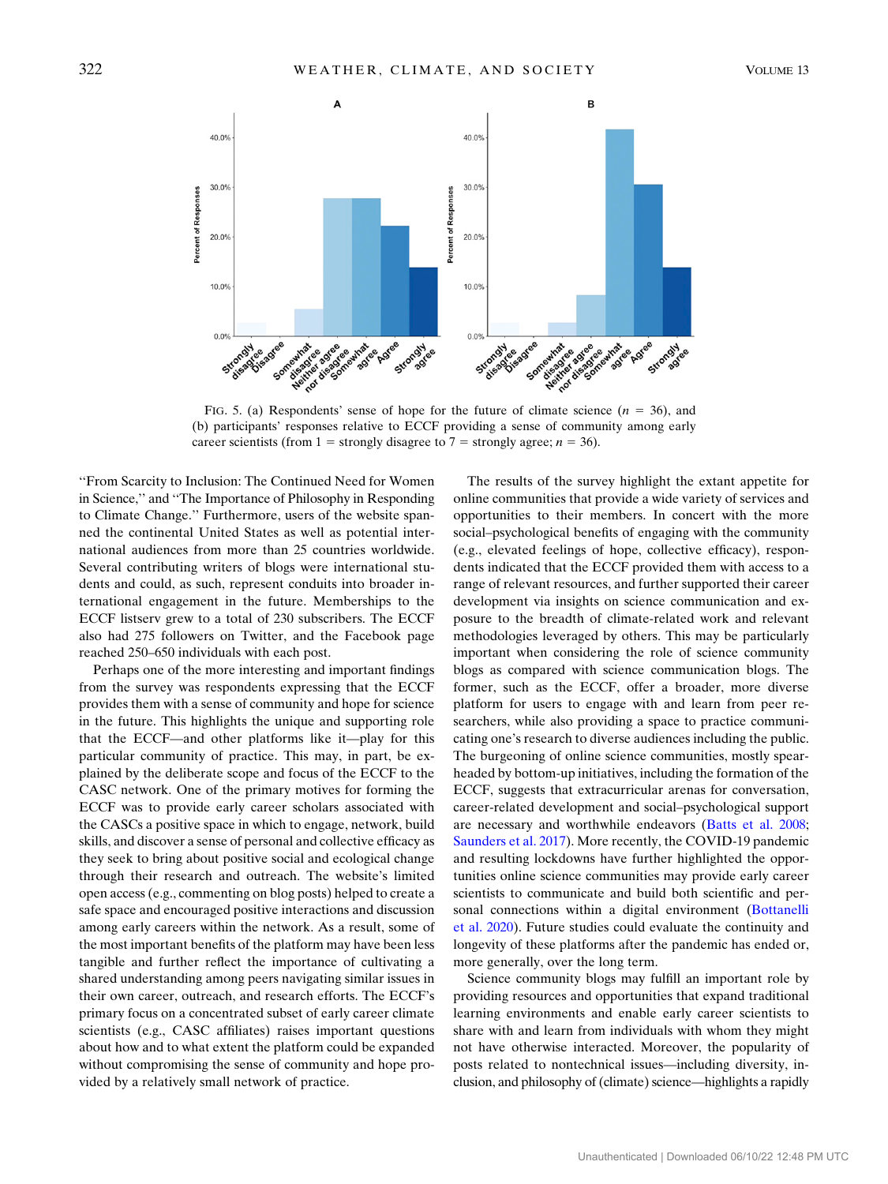FIG. 5. (a) Respondents' sense of hope for the future of climate science ($n = 36$), and (b) participants' responses relative to ECCF providing a sense of community among early career scientists (from 1 = strongly disagree to 7 = strongly agree; $n = 36$).

"From Scarcity to Inclusion: The Continued Need for Women in Science," and "The Importance of Philosophy in Responding to Climate Change." Furthermore, users of the website spanned the continental United States as well as potential international audiences from more than 25 countries worldwide. Several contributing writers of blogs were international students and could, as such, represent conduits into broader international engagement in the future. Memberships to the ECCF listserv grew to a total of 230 subscribers. The ECCF also had 275 followers on Twitter, and the Facebook page reached 250–650 individuals with each post.

Perhaps one of the more interesting and important findings from the survey was respondents expressing that the ECCF provides them with a sense of community and hope for science in the future. This highlights the unique and supporting role that the ECCF—and other platforms like it—play for this particular community of practice. This may, in part, be explained by the deliberate scope and focus of the ECCF to the CASC network. One of the primary motives for forming the ECCF was to provide early career scholars associated with the CASCs a positive space in which to engage, network, build skills, and discover a sense of personal and collective efficacy as they seek to bring about positive social and ecological change through their research and outreach. The website's limited open access (e.g., commenting on blog posts) helped to create a safe space and encouraged positive interactions and discussion among early careers within the network. As a result, some of the most important benefits of the platform may have been less tangible and further reflect the importance of cultivating a shared understanding among peers navigating similar issues in their own career, outreach, and research efforts. The ECCF's primary focus on a concentrated subset of early career climate scientists (e.g., CASC affiliates) raises important questions about how and to what extent the platform could be expanded without compromising the sense of community and hope provided by a relatively small network of practice.

The results of the survey highlight the extant appetite for online communities that provide a wide variety of services and opportunities to their members. In concert with the more social–psychological benefits of engaging with the community (e.g., elevated feelings of hope, collective efficacy), respondents indicated that the ECCF provided them with access to a range of relevant resources, and further supported their career development via insights on science communication and exposure to the breadth of climate-related work and relevant methodologies leveraged by others. This may be particularly important when considering the role of science community blogs as compared with science communication blogs. The former, such as the ECCF, offer a broader, more diverse platform for users to engage with and learn from peer researchers, while also providing a space to practice communicating one's research to diverse audiences including the public. The burgeoning of online science communities, mostly spearheaded by bottom-up initiatives, including the formation of the ECCF, suggests that extracurricular arenas for conversation, career-related development and social–psychological support are necessary and worthwhile endeavors (Batts et al. 2008; Saunders et al. 2017). More recently, the COVID-19 pandemic and resulting lockdowns have further highlighted the opportunities online science communities may provide early career scientists to communicate and build both scientific and personal connections within a digital environment (Bottanelli et al. 2020). Future studies could evaluate the continuity and longevity of these platforms after the pandemic has ended or, more generally, over the long term.

Science community blogs may fulfill an important role by providing resources and opportunities that expand traditional learning environments and enable early career scientists to share with and learn from individuals with whom they might not have otherwise interacted. Moreover, the popularity of posts related to nontechnical issues—including diversity, inclusion, and philosophy of (climate) science—highlights a rapidly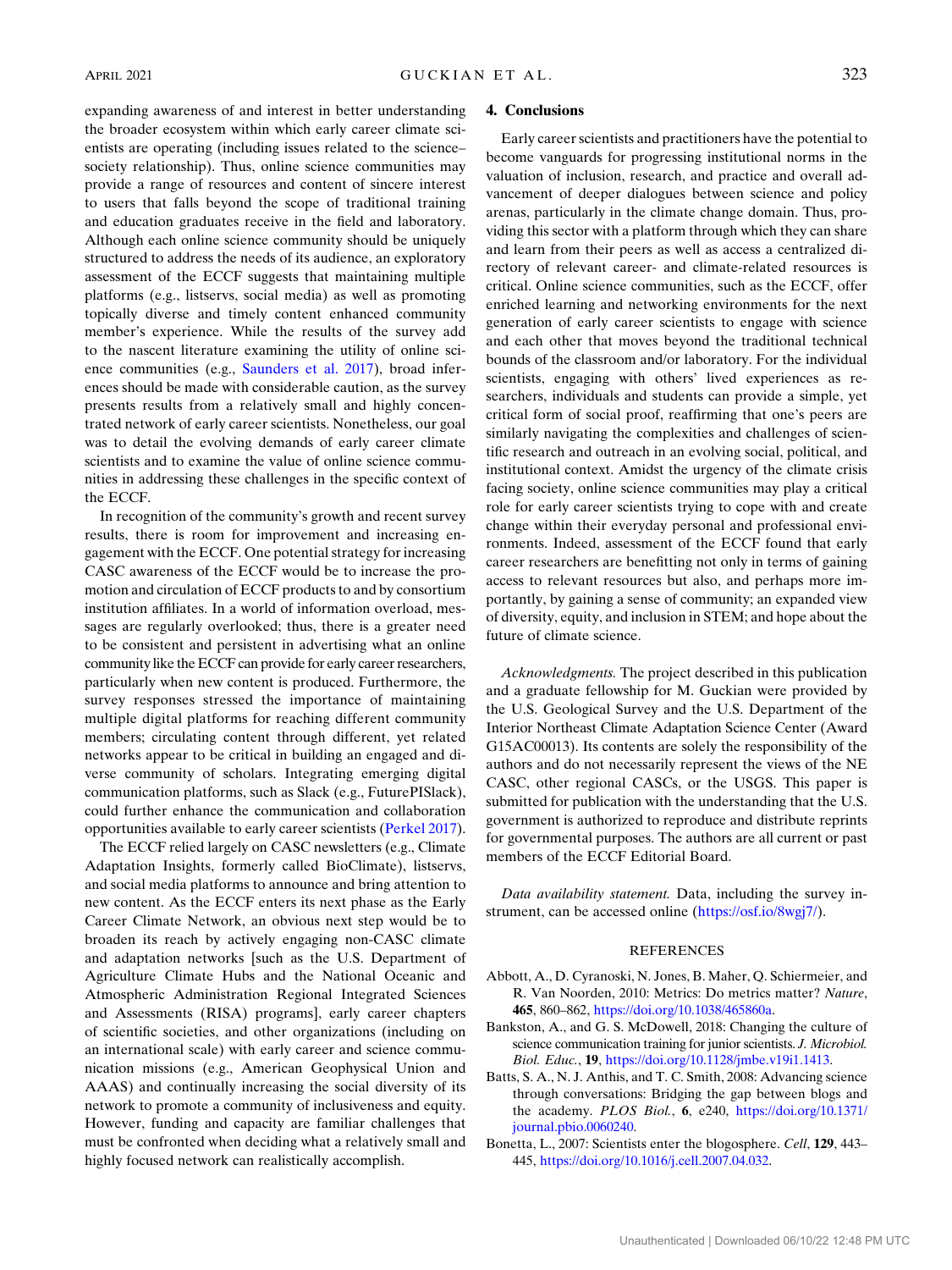expanding awareness of and interest in better understanding the broader ecosystem within which early career climate scientists are operating (including issues related to the science–society relationship). Thus, online science communities may provide a range of resources and content of sincere interest to users that falls beyond the scope of traditional training and education graduates receive in the field and laboratory. Although each online science community should be uniquely structured to address the needs of its audience, an exploratory assessment of the ECCF suggests that maintaining multiple platforms (e.g., listservs, social media) as well as promoting topically diverse and timely content enhanced community member's experience. While the results of the survey add to the nascent literature examining the utility of online science communities (e.g., Saunders et al. 2017), broad inferences should be made with considerable caution, as the survey presents results from a relatively small and highly concentrated network of early career scientists. Nonetheless, our goal was to detail the evolving demands of early career climate scientists and to examine the value of online science communities in addressing these challenges in the specific context of the ECCF.

In recognition of the community's growth and recent survey results, there is room for improvement and increasing engagement with the ECCF. One potential strategy for increasing CASC awareness of the ECCF would be to increase the promotion and circulation of ECCF products to and by consortium institution affiliates. In a world of information overload, messages are regularly overlooked; thus, there is a greater need to be consistent and persistent in advertising what an online community like the ECCF can provide for early career researchers, particularly when new content is produced. Furthermore, the survey responses stressed the importance of maintaining multiple digital platforms for reaching different community members; circulating content through different, yet related networks appear to be critical in building an engaged and diverse community of scholars. Integrating emerging digital communication platforms, such as Slack (e.g., FuturePISlack), could further enhance the communication and collaboration opportunities available to early career scientists (Perkel 2017).

The ECCF relied largely on CASC newsletters (e.g., Climate Adaptation Insights, formerly called BioClimate), listservs, and social media platforms to announce and bring attention to new content. As the ECCF enters its next phase as the Early Career Climate Network, an obvious next step would be to broaden its reach by actively engaging non-CASC climate and adaptation networks [such as the U.S. Department of Agriculture Climate Hubs and the National Oceanic and Atmospheric Administration Regional Integrated Sciences and Assessments (RISA) programs], early career chapters of scientific societies, and other organizations (including on an international scale) with early career and science communication missions (e.g., American Geophysical Union and AAAS) and continually increasing the social diversity of its network to promote a community of inclusiveness and equity. However, funding and capacity are familiar challenges that must be confronted when deciding what a relatively small and highly focused network can realistically accomplish.

## 4. Conclusions

Early career scientists and practitioners have the potential to become vanguards for progressing institutional norms in the valuation of inclusion, research, and practice and overall advancement of deeper dialogues between science and policy arenas, particularly in the climate change domain. Thus, providing this sector with a platform through which they can share and learn from their peers as well as access a centralized directory of relevant career- and climate-related resources is critical. Online science communities, such as the ECCF, offer enriched learning and networking environments for the next generation of early career scientists to engage with science and each other that moves beyond the traditional technical bounds of the classroom and/or laboratory. For the individual scientists, engaging with others' lived experiences as researchers, individuals and students can provide a simple, yet critical form of social proof, reaffirming that one's peers are similarly navigating the complexities and challenges of scientific research and outreach in an evolving social, political, and institutional context. Amidst the urgency of the climate crisis facing society, online science communities may play a critical role for early career scientists trying to cope with and create change within their everyday personal and professional environments. Indeed, assessment of the ECCF found that early career researchers are benefitting not only in terms of gaining access to relevant resources but also, and perhaps more importantly, by gaining a sense of community; an expanded view of diversity, equity, and inclusion in STEM; and hope about the future of climate science.

*Acknowledgments.* The project described in this publication and a graduate fellowship for M. Guckian were provided by the U.S. Geological Survey and the U.S. Department of the Interior Northeast Climate Adaptation Science Center (Award G15AC00013). Its contents are solely the responsibility of the authors and do not necessarily represent the views of the NE CASC, other regional CASCs, or the USGS. This paper is submitted for publication with the understanding that the U.S. government is authorized to reproduce and distribute reprints for governmental purposes. The authors are all current or past members of the ECCF Editorial Board.

*Data availability statement.* Data, including the survey instrument, can be accessed online (https://osf.io/8wgj7/).

## REFERENCES

Abbott, A., D. Cyranoski, N. Jones, B. Maher, Q. Schiermeier, and R. Van Noorden, 2010: Metrics: Do metrics matter? *Nature*, **465**, 860–862, https://doi.org/10.1038/465860a.

Bankston, A., and G. S. McDowell, 2018: Changing the culture of science communication training for junior scientists. *J. Microbiol. Biol. Educ.*, **19**, https://doi.org/10.1128/jmbe.v19i1.1413.

Batts, S. A., N. J. Anthis, and T. C. Smith, 2008: Advancing science through conversations: Bridging the gap between blogs and the academy. *PLOS Biol.*, **6**, e240, https://doi.org/10.1371/journal.pbio.0060240.

Bonetta, L., 2007: Scientists enter the blogosphere. *Cell*, **129**, 443–445, https://doi.org/10.1016/j.cell.2007.04.032.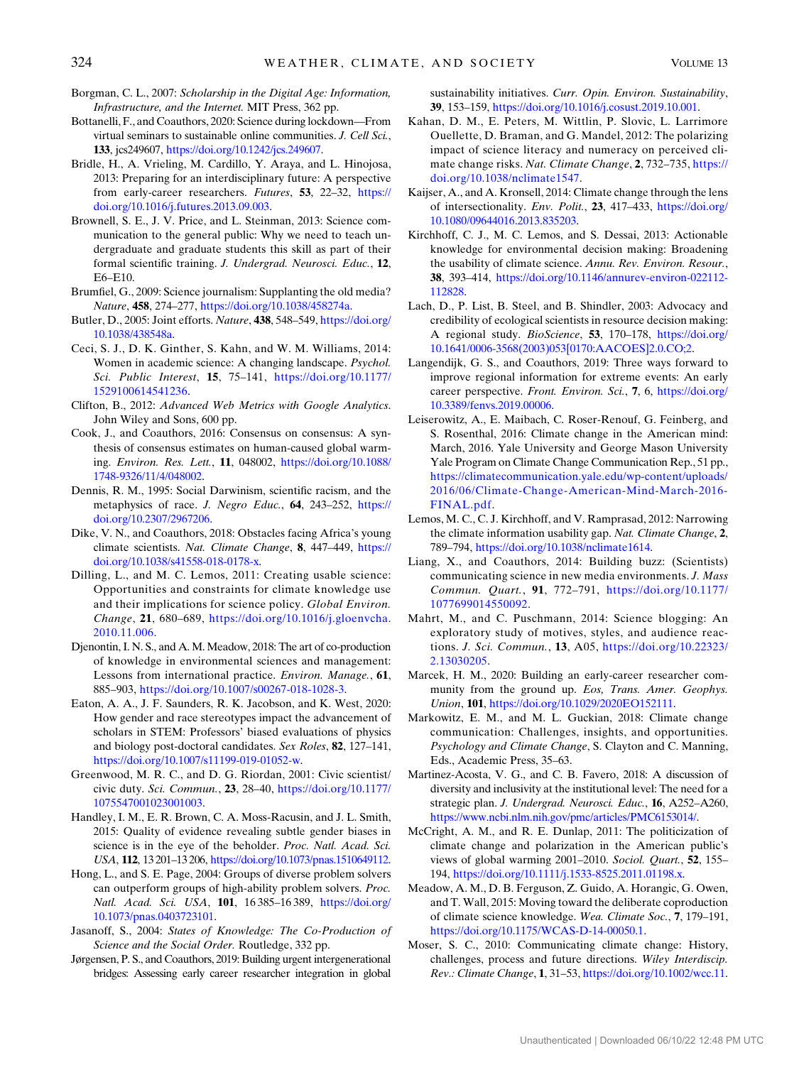Borgman, C. L., 2007: *Scholarship in the Digital Age: Information, Infrastructure, and the Internet.* MIT Press, 362 pp.

Bottanelli, F., and Coauthors, 2020: Science during lockdown—From virtual seminars to sustainable online communities. *J. Cell Sci.*, **133**, jcs249607, https://doi.org/10.1242/jcs.249607.

Bridle, H., A. Vrieling, M. Cardillo, Y. Araya, and L. Hinojosa, 2013: Preparing for an interdisciplinary future: A perspective from early-career researchers. *Futures*, **53**, 22–32, https://doi.org/10.1016/j.futures.2013.09.003.

Brownell, S. E., J. V. Price, and L. Steinman, 2013: Science communication to the general public: Why we need to teach undergraduate and graduate students this skill as part of their formal scientific training. *J. Undergrad. Neurosci. Educ.*, **12**, E6–E10.

Brumfiel, G., 2009: Science journalism: Supplanting the old media? *Nature*, **458**, 274–277, https://doi.org/10.1038/458274a.

Butler, D., 2005: Joint efforts. *Nature*, **438**, 548–549, https://doi.org/10.1038/438548a.

Ceci, S. J., D. K. Ginther, S. Kahn, and W. M. Williams, 2014: Women in academic science: A changing landscape. *Psychol. Sci. Public Interest*, **15**, 75–141, https://doi.org/10.1177/1529100614541236.

Clifton, B., 2012: *Advanced Web Metrics with Google Analytics.* John Wiley and Sons, 600 pp.

Cook, J., and Coauthors, 2016: Consensus on consensus: A synthesis of consensus estimates on human-caused global warming. *Environ. Res. Lett.*, **11**, 048002, https://doi.org/10.1088/1748-9326/11/4/048002.

Dennis, R. M., 1995: Social Darwinism, scientific racism, and the metaphysics of race. *J. Negro Educ.*, **64**, 243–252, https://doi.org/10.2307/2967206.

Dike, V. N., and Coauthors, 2018: Obstacles facing Africa's young climate scientists. *Nat. Climate Change*, **8**, 447–449, https://doi.org/10.1038/s41558-018-0178-x.

Dilling, L., and M. C. Lemos, 2011: Creating usable science: Opportunities and constraints for climate knowledge use and their implications for science policy. *Global Environ. Change*, **21**, 680–689, https://doi.org/10.1016/j.gloenvcha.2010.11.006.

Djenontin, I. N. S., and A. M. Meadow, 2018: The art of co-production of knowledge in environmental sciences and management: Lessons from international practice. *Environ. Manage.*, **61**, 885–903, https://doi.org/10.1007/s00267-018-1028-3.

Eaton, A. A., J. F. Saunders, R. K. Jacobson, and K. West, 2020: How gender and race stereotypes impact the advancement of scholars in STEM: Professors' biased evaluations of physics and biology post-doctoral candidates. *Sex Roles*, **82**, 127–141, https://doi.org/10.1007/s11199-019-01052-w.

Greenwood, M. R. C., and D. G. Riordan, 2001: Civic scientist/civic duty. *Sci. Commun.*, **23**, 28–40, https://doi.org/10.1177/1075547001023001003.

Handley, I. M., E. R. Brown, C. A. Moss-Racusin, and J. L. Smith, 2015: Quality of evidence revealing subtle gender biases in science is in the eye of the beholder. *Proc. Natl. Acad. Sci. USA*, **112**, 13 201–13 206, https://doi.org/10.1073/pnas.1510649112.

Hong, L., and S. E. Page, 2004: Groups of diverse problem solvers can outperform groups of high-ability problem solvers. *Proc. Natl. Acad. Sci. USA*, **101**, 16 385–16 389, https://doi.org/10.1073/pnas.0403723101.

Jasanoff, S., 2004: *States of Knowledge: The Co-Production of Science and the Social Order.* Routledge, 332 pp.

Jørgensen, P. S., and Coauthors, 2019: Building urgent intergenerational bridges: Assessing early career researcher integration in global sustainability initiatives. *Curr. Opin. Environ. Sustainability*, **39**, 153–159, https://doi.org/10.1016/j.cosust.2019.10.001.

Kahan, D. M., E. Peters, M. Wittlin, P. Slovic, L. Larrimore Ouellette, D. Braman, and G. Mandel, 2012: The polarizing impact of science literacy and numeracy on perceived climate change risks. *Nat. Climate Change*, **2**, 732–735, https://doi.org/10.1038/nclimate1547.

Kaijser, A., and A. Kronsell, 2014: Climate change through the lens of intersectionality. *Env. Polit.*, **23**, 417–433, https://doi.org/10.1080/09644016.2013.835203.

Kirchhoff, C. J., M. C. Lemos, and S. Dessai, 2013: Actionable knowledge for environmental decision making: Broadening the usability of climate science. *Annu. Rev. Environ. Resour.*, **38**, 393–414, https://doi.org/10.1146/annurev-environ-022112-112828.

Lach, D., P. List, B. Steel, and B. Shindler, 2003: Advocacy and credibility of ecological scientists in resource decision making: A regional study. *BioScience*, **53**, 170–178, https://doi.org/10.1641/0006-3568(2003)053[0170:AACOES]2.0.CO;2.

Langendijk, G. S., and Coauthors, 2019: Three ways forward to improve regional information for extreme events: An early career perspective. *Front. Environ. Sci.*, **7**, 6, https://doi.org/10.3389/fenvs.2019.00006.

Leiserowitz, A., E. Maibach, C. Roser-Renouf, G. Feinberg, and S. Rosenthal, 2016: Climate change in the American mind: March, 2016. Yale University and George Mason University Yale Program on Climate Change Communication Rep., 51 pp., https://climatecommunication.yale.edu/wp-content/uploads/2016/06/Climate-Change-American-Mind-March-2016-FINAL.pdf.

Lemos, M. C., C. J. Kirchhoff, and V. Ramprasad, 2012: Narrowing the climate information usability gap. *Nat. Climate Change*, **2**, 789–794, https://doi.org/10.1038/nclimate1614.

Liang, X., and Coauthors, 2014: Building buzz: (Scientists) communicating science in new media environments. *J. Mass Commun. Quart.*, **91**, 772–791, https://doi.org/10.1177/1077699014550092.

Mahrt, M., and C. Puschmann, 2014: Science blogging: An exploratory study of motives, styles, and audience reactions. *J. Sci. Commun.*, **13**, A05, https://doi.org/10.22323/2.13030205.

Marcek, H. M., 2020: Building an early-career researcher community from the ground up. *Eos, Trans. Amer. Geophys. Union*, **101**, https://doi.org/10.1029/2020EO152111.

Markowitz, E. M., and M. L. Guckian, 2018: Climate change communication: Challenges, insights, and opportunities. *Psychology and Climate Change*, S. Clayton and C. Manning, Eds., Academic Press, 35–63.

Martinez-Acosta, V. G., and C. B. Favero, 2018: A discussion of diversity and inclusivity at the institutional level: The need for a strategic plan. *J. Undergrad. Neurosci. Educ.*, **16**, A252–A260, https://www.ncbi.nlm.nih.gov/pmc/articles/PMC6153014/.

McCright, A. M., and R. E. Dunlap, 2011: The politicization of climate change and polarization in the American public's views of global warming 2001–2010. *Sociol. Quart.*, **52**, 155–194, https://doi.org/10.1111/j.1533-8525.2011.01198.x.

Meadow, A. M., D. B. Ferguson, Z. Guido, A. Horangic, G. Owen, and T. Wall, 2015: Moving toward the deliberate coproduction of climate science knowledge. *Wea. Climate Soc.*, **7**, 179–191, https://doi.org/10.1175/WCAS-D-14-00050.1.

Moser, S. C., 2010: Communicating climate change: History, challenges, process and future directions. *Wiley Interdiscip. Rev.: Climate Change*, **1**, 31–53, https://doi.org/10.1002/wcc.11.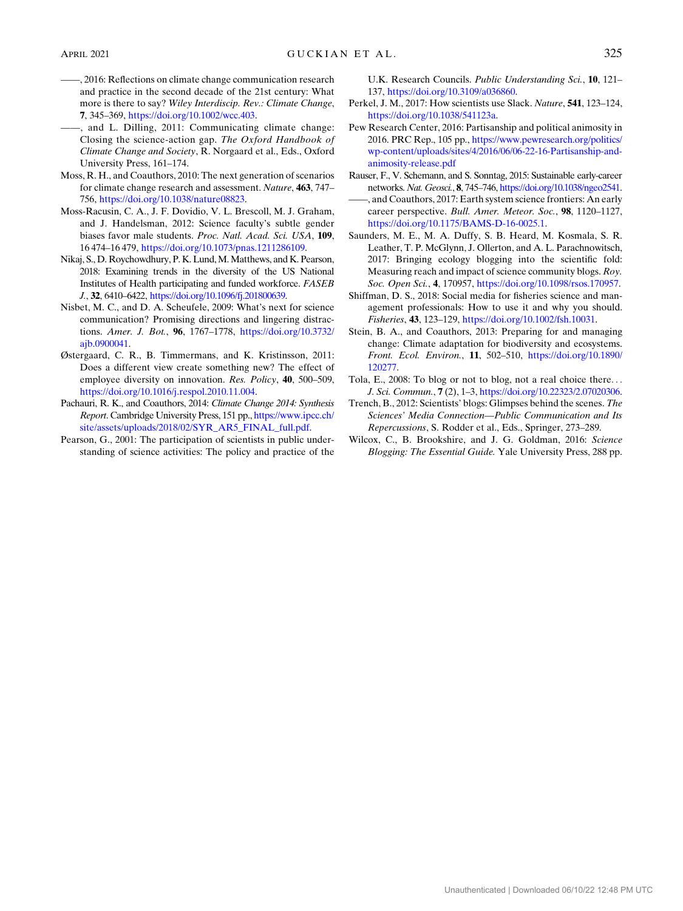——, 2016: Reflections on climate change communication research and practice in the second decade of the 21st century: What more is there to say? *Wiley Interdiscip. Rev.: Climate Change*, **7**, 345–369, https://doi.org/10.1002/wcc.403.

——, and L. Dilling, 2011: Communicating climate change: Closing the science-action gap. *The Oxford Handbook of Climate Change and Society*, R. Norgaard et al., Eds., Oxford University Press, 161–174.

Moss, R. H., and Coauthors, 2010: The next generation of scenarios for climate change research and assessment. *Nature*, **463**, 747–756, https://doi.org/10.1038/nature08823.

Moss-Racusin, C. A., J. F. Dovidio, V. L. Brescoll, M. J. Graham, and J. Handelsman, 2012: Science faculty's subtle gender biases favor male students. *Proc. Natl. Acad. Sci. USA*, **109**, 16 474–16 479, https://doi.org/10.1073/pnas.1211286109.

Nikaj, S., D. Roychowdhury, P. K. Lund, M. Matthews, and K. Pearson, 2018: Examining trends in the diversity of the US National Institutes of Health participating and funded workforce. *FASEB J.*, **32**, 6410–6422, https://doi.org/10.1096/fj.201800639.

Nisbet, M. C., and D. A. Scheufele, 2009: What's next for science communication? Promising directions and lingering distractions. *Amer. J. Bot.*, **96**, 1767–1778, https://doi.org/10.3732/ajb.0900041.

Østergaard, C. R., B. Timmermans, and K. Kristinsson, 2011: Does a different view create something new? The effect of employee diversity on innovation. *Res. Policy*, **40**, 500–509, https://doi.org/10.1016/j.respol.2010.11.004.

Pachauri, R. K., and Coauthors, 2014: *Climate Change 2014: Synthesis Report*. Cambridge University Press, 151 pp., https://www.ipcc.ch/site/assets/uploads/2018/02/SYR_AR5_FINAL_full.pdf.

Pearson, G., 2001: The participation of scientists in public understanding of science activities: The policy and practice of the U.K. Research Councils. *Public Understanding Sci.*, **10**, 121–137, https://doi.org/10.3109/a036860.

Perkel, J. M., 2017: How scientists use Slack. *Nature*, **541**, 123–124, https://doi.org/10.1038/541123a.

Pew Research Center, 2016: Partisanship and political animosity in 2016. PRC Rep., 105 pp., https://www.pewresearch.org/politics/wp-content/uploads/sites/4/2016/06/06-22-16-Partisanship-and-animosity-release.pdf

Rauser, F., V. Schemann, and S. Sonntag, 2015: Sustainable early-career networks. *Nat. Geosci.*, **8**, 745–746, https://doi.org/10.1038/ngeo2541.

——, and Coauthors, 2017: Earth system science frontiers: An early career perspective. *Bull. Amer. Meteor. Soc.*, **98**, 1120–1127, https://doi.org/10.1175/BAMS-D-16-0025.1.

Saunders, M. E., M. A. Duffy, S. B. Heard, M. Kosmala, S. R. Leather, T. P. McGlynn, J. Ollerton, and A. L. Parachnowitsch, 2017: Bringing ecology blogging into the scientific fold: Measuring reach and impact of science community blogs. *Roy. Soc. Open Sci.*, **4**, 170957, https://doi.org/10.1098/rsos.170957.

Shiffman, D. S., 2018: Social media for fisheries science and management professionals: How to use it and why you should. *Fisheries*, **43**, 123–129, https://doi.org/10.1002/fsh.10031.

Stein, B. A., and Coauthors, 2013: Preparing for and managing change: Climate adaptation for biodiversity and ecosystems. *Front. Ecol. Environ.*, **11**, 502–510, https://doi.org/10.1890/120277.

Tola, E., 2008: To blog or not to blog, not a real choice there… *J. Sci. Commun.*, **7** (2), 1–3, https://doi.org/10.22323/2.07020306.

Trench, B., 2012: Scientists' blogs: Glimpses behind the scenes. *The Sciences' Media Connection—Public Communication and Its Repercussions*, S. Rodder et al., Eds., Springer, 273–289.

Wilcox, C., B. Brookshire, and J. G. Goldman, 2016: *Science Blogging: The Essential Guide.* Yale University Press, 288 pp.